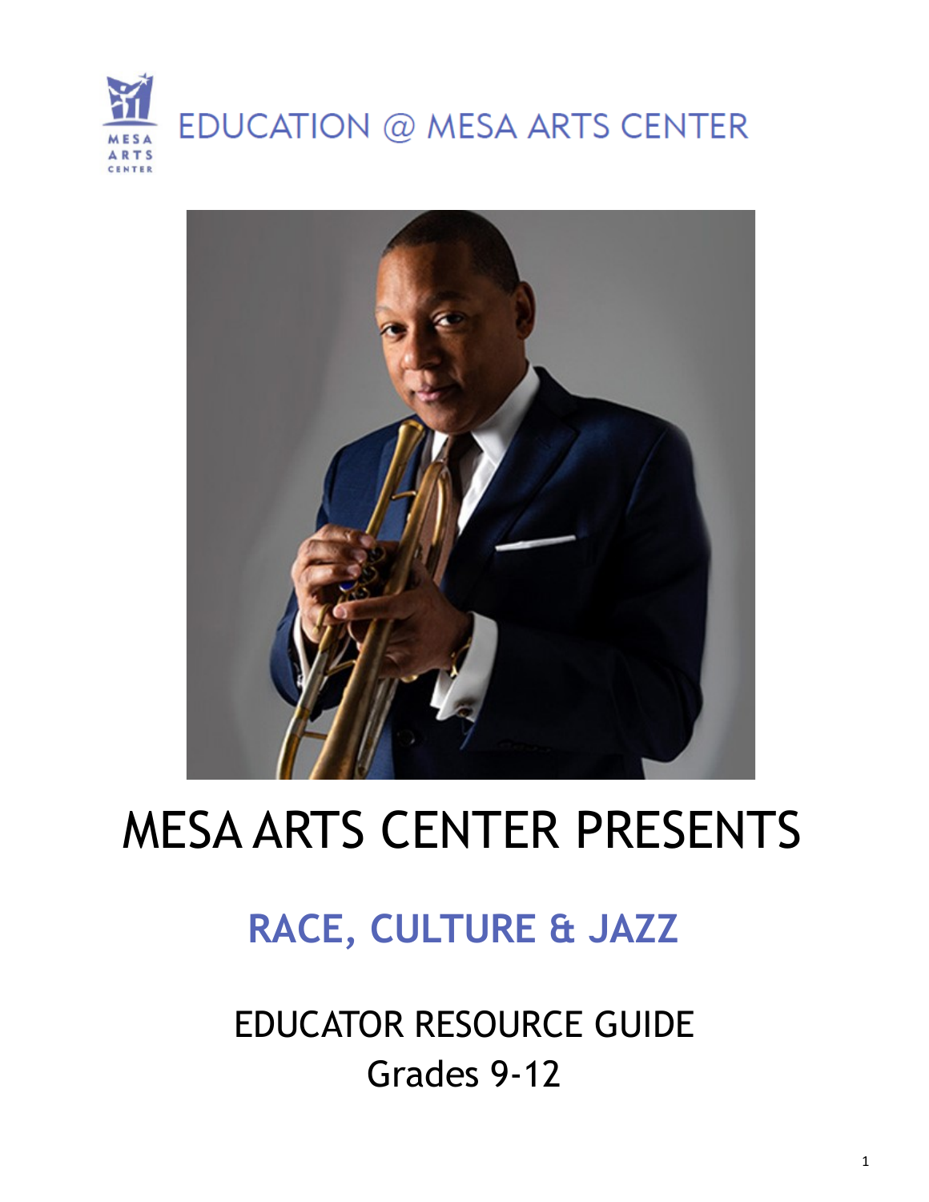EDUCATION @ MESA ARTS CENTER

# MESA ARTS CENTER PRESENTS

## RACE, CULTURE & JAZZ

EDUCATOR RESOURCE GUIDE
Grades 9-12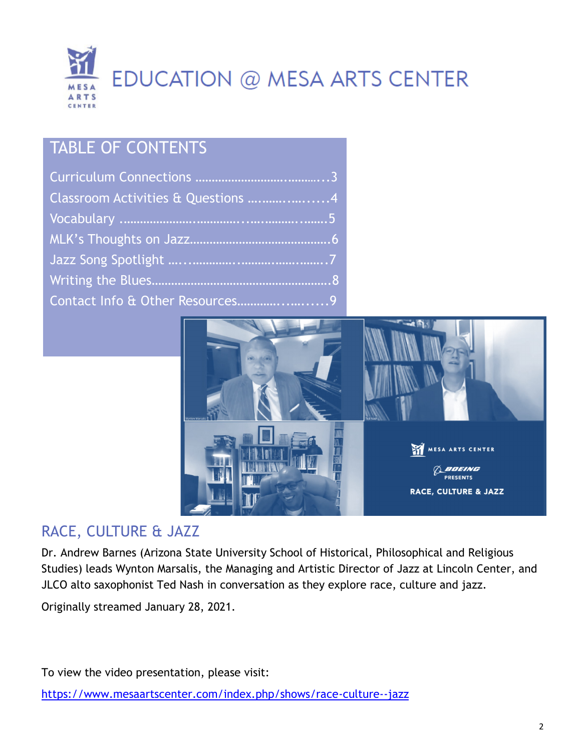# EDUCATION @ MESA ARTS CENTER

## TABLE OF CONTENTS

Curriculum Connections ....................................3
Classroom Activities & Questions ....................4
Vocabulary ...........................................................5
MLK's Thoughts on Jazz.....................................6
Jazz Song Spotlight ...........................................7
Writing the Blues...................................................8
Contact Info & Other Resources......................9

## RACE, CULTURE & JAZZ

Dr. Andrew Barnes (Arizona State University School of Historical, Philosophical and Religious Studies) leads Wynton Marsalis, the Managing and Artistic Director of Jazz at Lincoln Center, and JLCO alto saxophonist Ted Nash in conversation as they explore race, culture and jazz.

Originally streamed January 28, 2021.

To view the video presentation, please visit:

[https://www.mesaartscenter.com/index.php/shows/race-culture--jazz](https://www.mesaartscenter.com/index.php/shows/race-culture--jazz)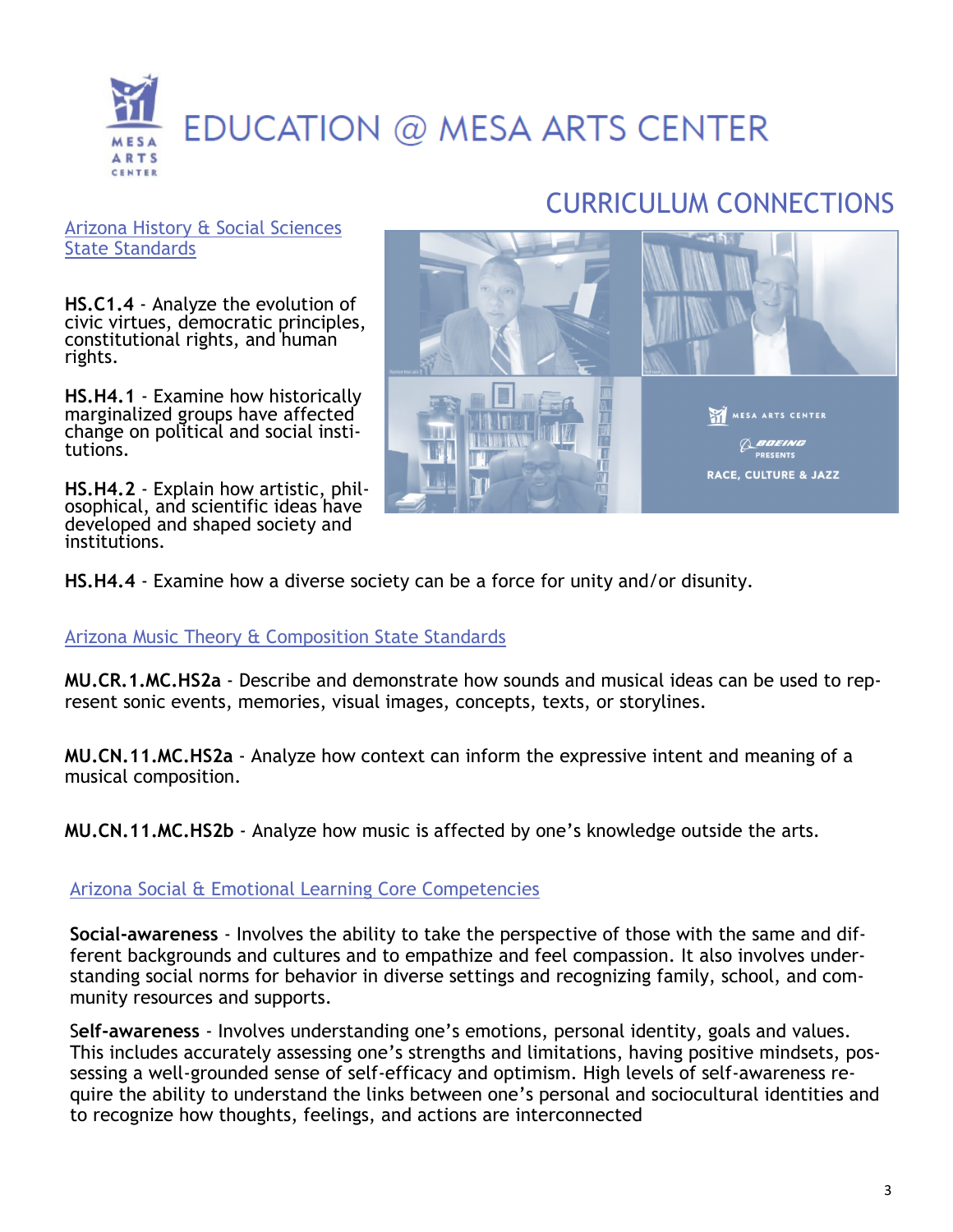# EDUCATION @ MESA ARTS CENTER

## CURRICULUM CONNECTIONS

[Arizona History & Social Sciences State Standards]

**HS.C1.4** - Analyze the evolution of civic virtues, democratic principles, constitutional rights, and human rights.

**HS.H4.1** - Examine how historically marginalized groups have affected change on political and social institutions.

**HS.H4.2** - Explain how artistic, philosophical, and scientific ideas have developed and shaped society and institutions.

**HS.H4.4** - Examine how a diverse society can be a force for unity and/or disunity.

[Arizona Music Theory & Composition State Standards]

**MU.CR.1.MC.HS2a** - Describe and demonstrate how sounds and musical ideas can be used to represent sonic events, memories, visual images, concepts, texts, or storylines.

**MU.CN.11.MC.HS2a** - Analyze how context can inform the expressive intent and meaning of a musical composition.

**MU.CN.11.MC.HS2b** - Analyze how music is affected by one's knowledge outside the arts.

[Arizona Social & Emotional Learning Core Competencies]

**Social-awareness** - Involves the ability to take the perspective of those with the same and different backgrounds and cultures and to empathize and feel compassion. It also involves understanding social norms for behavior in diverse settings and recognizing family, school, and community resources and supports.

**Self-awareness** - Involves understanding one's emotions, personal identity, goals and values. This includes accurately assessing one's strengths and limitations, having positive mindsets, possessing a well-grounded sense of self-efficacy and optimism. High levels of self-awareness require the ability to understand the links between one's personal and sociocultural identities and to recognize how thoughts, feelings, and actions are interconnected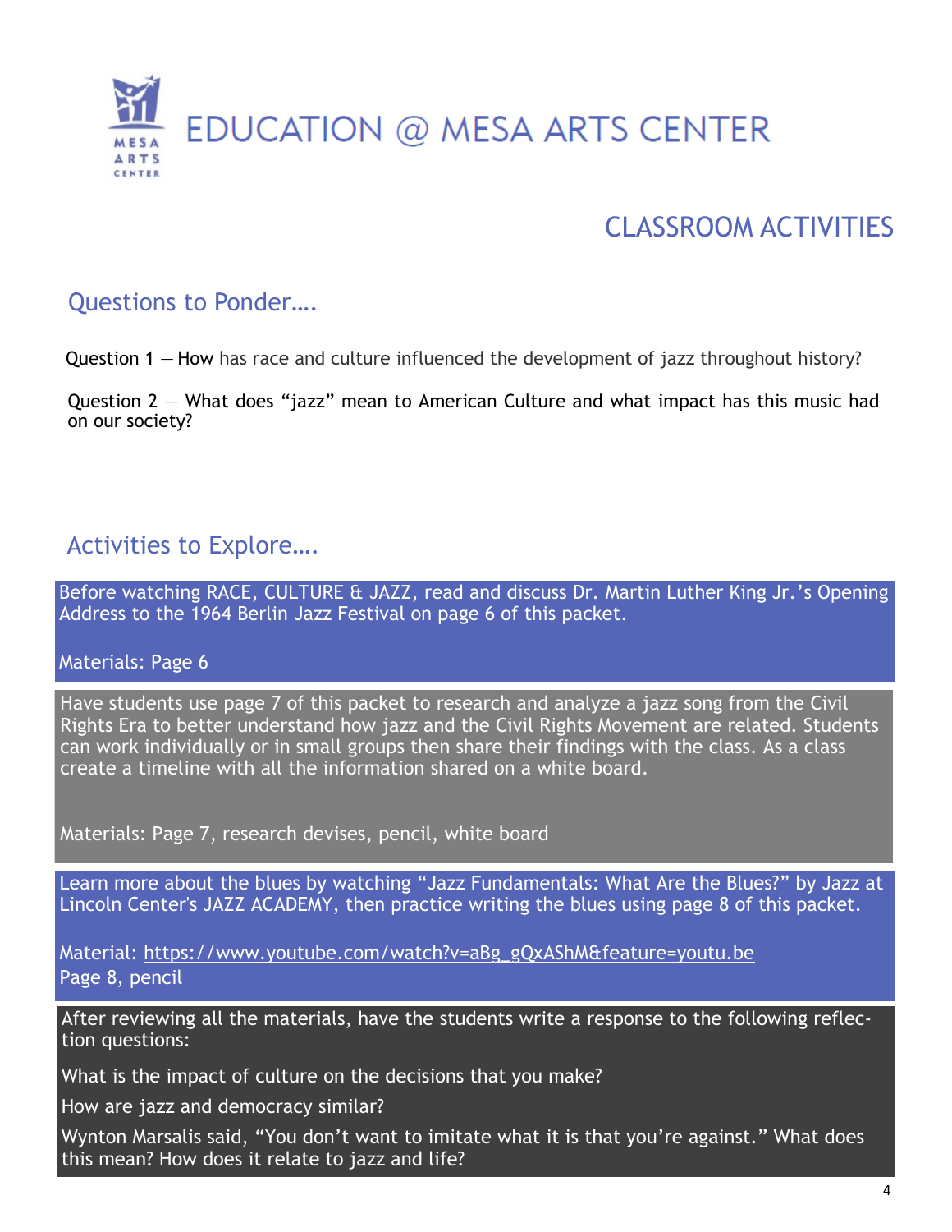# EDUCATION @ MESA ARTS CENTER

## CLASSROOM ACTIVITIES

### Questions to Ponder….

Question 1 — How has race and culture influenced the development of jazz throughout history?

Question 2 — What does "jazz" mean to American Culture and what impact has this music had on our society?

### Activities to Explore….

Before watching RACE, CULTURE & JAZZ, read and discuss Dr. Martin Luther King Jr.'s Opening Address to the 1964 Berlin Jazz Festival on page 6 of this packet.

Materials: Page 6

Have students use page 7 of this packet to research and analyze a jazz song from the Civil Rights Era to better understand how jazz and the Civil Rights Movement are related. Students can work individually or in small groups then share their findings with the class. As a class create a timeline with all the information shared on a white board.

Materials: Page 7, research devises, pencil, white board

Learn more about the blues by watching "Jazz Fundamentals: What Are the Blues?" by Jazz at Lincoln Center's JAZZ ACADEMY, then practice writing the blues using page 8 of this packet.

Material: https://www.youtube.com/watch?v=aBg_gQxAShM&feature=youtu.be
Page 8, pencil

After reviewing all the materials, have the students write a response to the following reflection questions:

What is the impact of culture on the decisions that you make?

How are jazz and democracy similar?

Wynton Marsalis said, "You don't want to imitate what it is that you're against." What does this mean? How does it relate to jazz and life?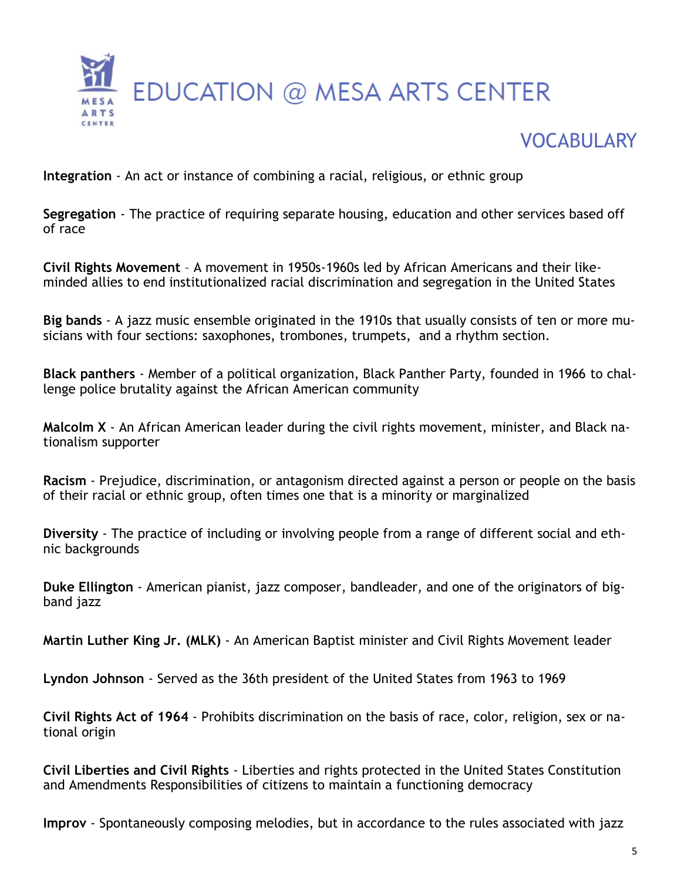# EDUCATION @ MESA ARTS CENTER

## VOCABULARY

**Integration** - An act or instance of combining a racial, religious, or ethnic group

**Segregation** - The practice of requiring separate housing, education and other services based off of race

**Civil Rights Movement** – A movement in 1950s-1960s led by African Americans and their like-minded allies to end institutionalized racial discrimination and segregation in the United States

**Big bands** - A jazz music ensemble originated in the 1910s that usually consists of ten or more musicians with four sections: saxophones, trombones, trumpets, and a rhythm section.

**Black panthers** - Member of a political organization, Black Panther Party, founded in 1966 to challenge police brutality against the African American community

**Malcolm X** - An African American leader during the civil rights movement, minister, and Black nationalism supporter

**Racism** - Prejudice, discrimination, or antagonism directed against a person or people on the basis of their racial or ethnic group, often times one that is a minority or marginalized

**Diversity** - The practice of including or involving people from a range of different social and ethnic backgrounds

**Duke Ellington** - American pianist, jazz composer, bandleader, and one of the originators of big-band jazz

**Martin Luther King Jr. (MLK)** - An American Baptist minister and Civil Rights Movement leader

**Lyndon Johnson** - Served as the 36th president of the United States from 1963 to 1969

**Civil Rights Act of 1964** - Prohibits discrimination on the basis of race, color, religion, sex or national origin

**Civil Liberties and Civil Rights** - Liberties and rights protected in the United States Constitution and Amendments Responsibilities of citizens to maintain a functioning democracy

**Improv** - Spontaneously composing melodies, but in accordance to the rules associated with jazz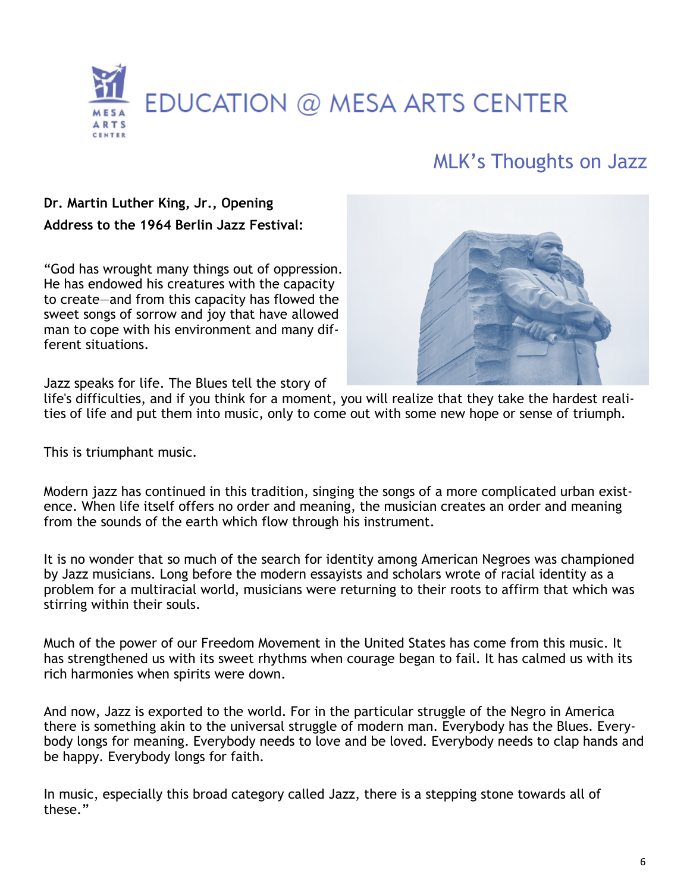# EDUCATION @ MESA ARTS CENTER

## MLK's Thoughts on Jazz

**Dr. Martin Luther King, Jr., Opening Address to the 1964 Berlin Jazz Festival:**

"God has wrought many things out of oppression. He has endowed his creatures with the capacity to create—and from this capacity has flowed the sweet songs of sorrow and joy that have allowed man to cope with his environment and many different situations.

Jazz speaks for life. The Blues tell the story of life's difficulties, and if you think for a moment, you will realize that they take the hardest realities of life and put them into music, only to come out with some new hope or sense of triumph.

This is triumphant music.

Modern jazz has continued in this tradition, singing the songs of a more complicated urban existence. When life itself offers no order and meaning, the musician creates an order and meaning from the sounds of the earth which flow through his instrument.

It is no wonder that so much of the search for identity among American Negroes was championed by Jazz musicians. Long before the modern essayists and scholars wrote of racial identity as a problem for a multiracial world, musicians were returning to their roots to affirm that which was stirring within their souls.

Much of the power of our Freedom Movement in the United States has come from this music. It has strengthened us with its sweet rhythms when courage began to fail. It has calmed us with its rich harmonies when spirits were down.

And now, Jazz is exported to the world. For in the particular struggle of the Negro in America there is something akin to the universal struggle of modern man. Everybody has the Blues. Everybody longs for meaning. Everybody needs to love and be loved. Everybody needs to clap hands and be happy. Everybody longs for faith.

In music, especially this broad category called Jazz, there is a stepping stone towards all of these."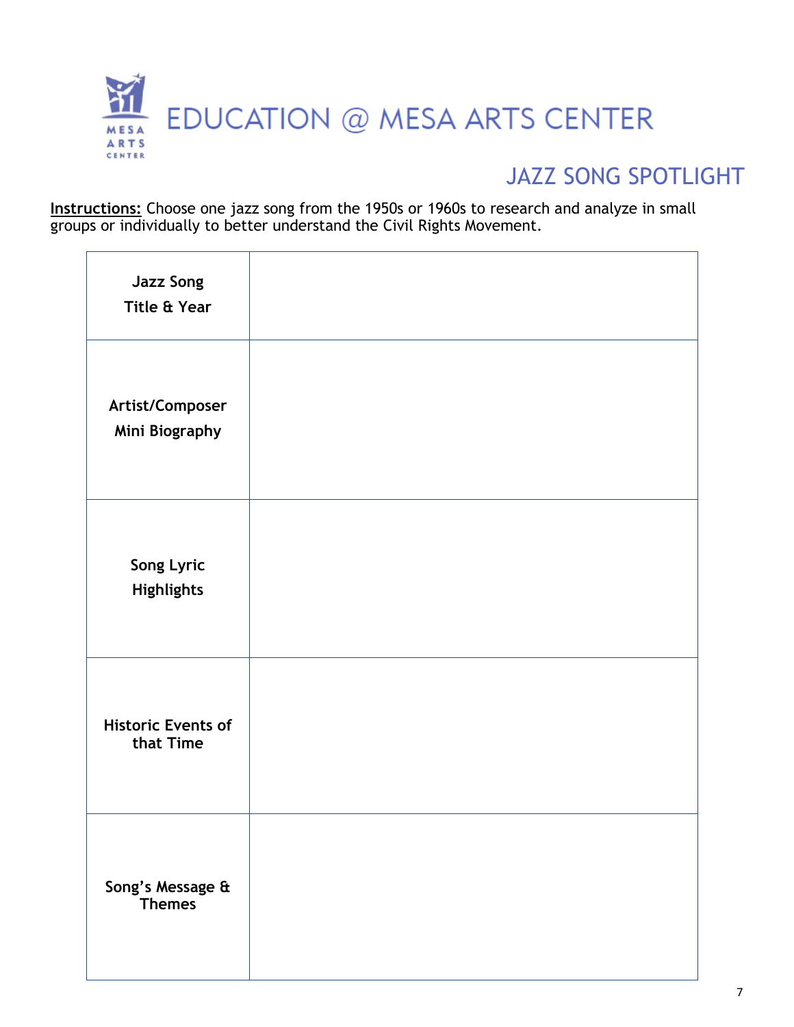EDUCATION @ MESA ARTS CENTER

## JAZZ SONG SPOTLIGHT

**Instructions:** Choose one jazz song from the 1950s or 1960s to research and analyze in small groups or individually to better understand the Civil Rights Movement.

| | |
|---|---|
| **Jazz Song Title & Year** | |
| **Artist/Composer Mini Biography** | |
| **Song Lyric Highlights** | |
| **Historic Events of that Time** | |
| **Song's Message & Themes** | |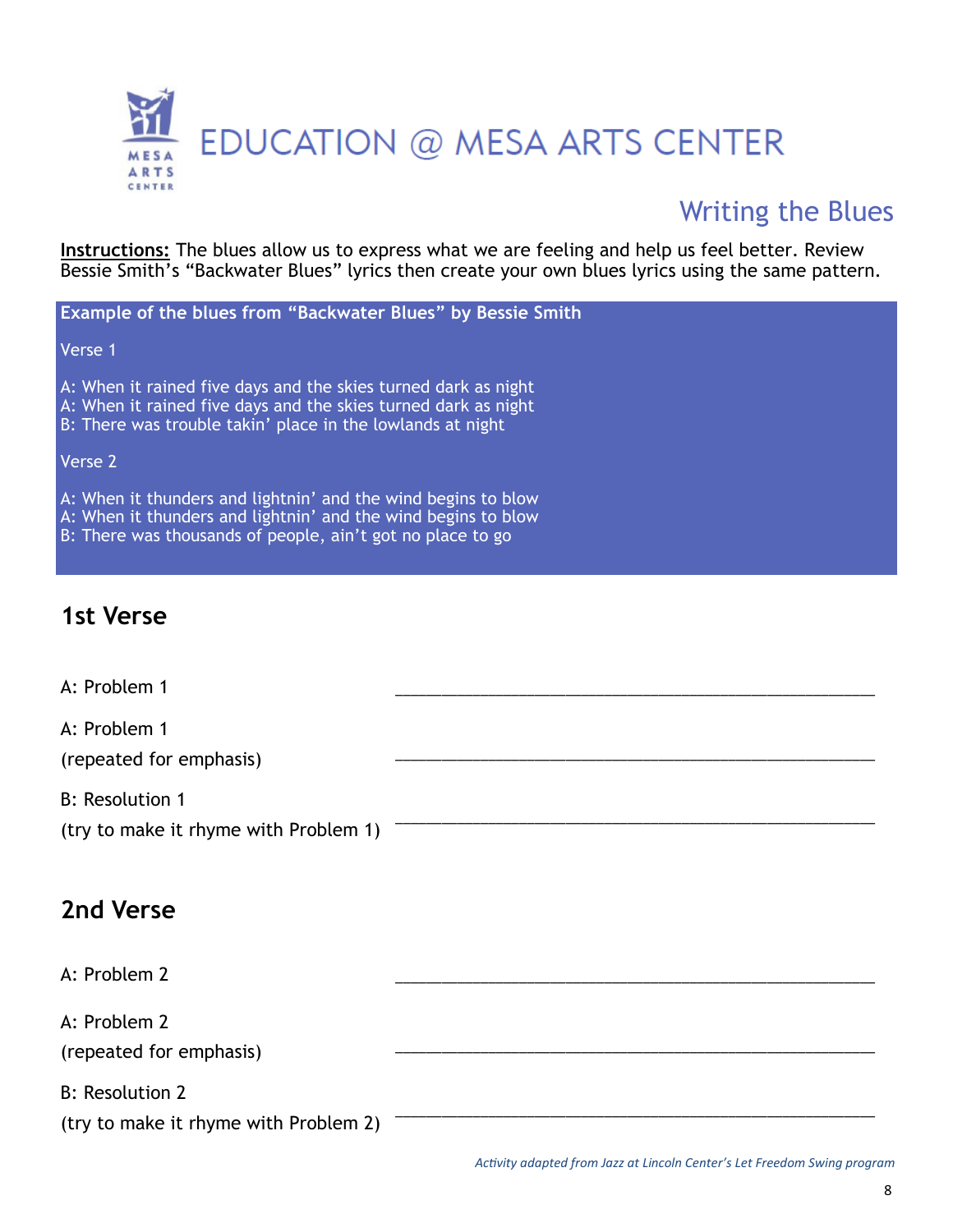# EDUCATION @ MESA ARTS CENTER

## Writing the Blues

**Instructions:** The blues allow us to express what we are feeling and help us feel better. Review Bessie Smith's "Backwater Blues" lyrics then create your own blues lyrics using the same pattern.

**Example of the blues from "Backwater Blues" by Bessie Smith**

Verse 1

A: When it rained five days and the skies turned dark as night
A: When it rained five days and the skies turned dark as night
B: There was trouble takin' place in the lowlands at night

Verse 2

A: When it thunders and lightnin' and the wind begins to blow
A: When it thunders and lightnin' and the wind begins to blow
B: There was thousands of people, ain't got no place to go

## 1st Verse

A: Problem 1 ____________________________________________

A: Problem 1
(repeated for emphasis) ____________________________________________

B: Resolution 1
(try to make it rhyme with Problem 1) ____________________________________________

## 2nd Verse

A: Problem 2 ____________________________________________

A: Problem 2
(repeated for emphasis) ____________________________________________

B: Resolution 2
(try to make it rhyme with Problem 2) ____________________________________________

*Activity adapted from Jazz at Lincoln Center's Let Freedom Swing program*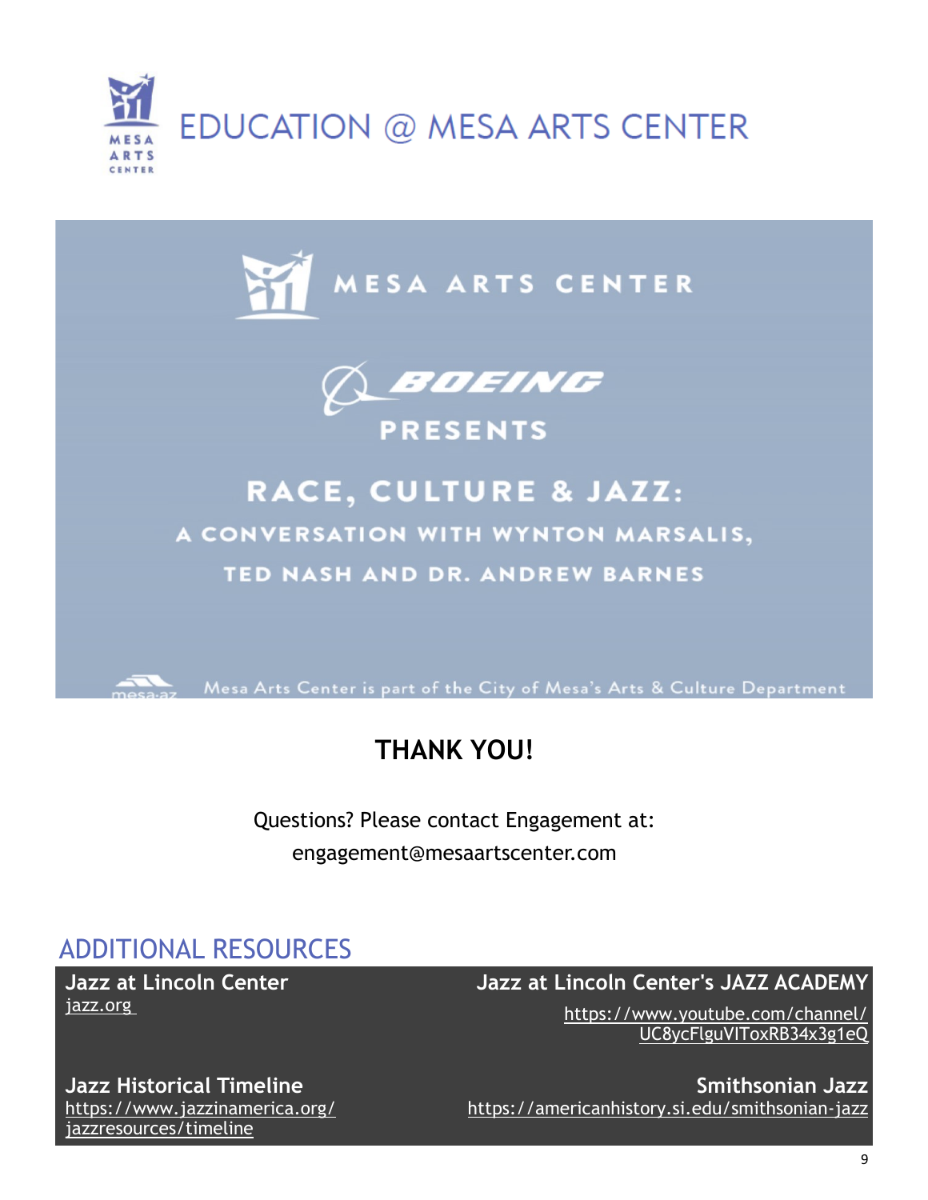# EDUCATION @ MESA ARTS CENTER

MESA ARTS CENTER

BOEING

PRESENTS

RACE, CULTURE & JAZZ:

A CONVERSATION WITH WYNTON MARSALIS, TED NASH AND DR. ANDREW BARNES

Mesa Arts Center is part of the City of Mesa's Arts & Culture Department

**THANK YOU!**

Questions? Please contact Engagement at:
engagement@mesaartscenter.com

## ADDITIONAL RESOURCES

**Jazz at Lincoln Center**
jazz.org

**Jazz at Lincoln Center's JAZZ ACADEMY**
https://www.youtube.com/channel/UC8ycFlguVIToxRB34x3g1eQ

**Jazz Historical Timeline**
https://www.jazzinamerica.org/jazzresources/timeline

**Smithsonian Jazz**
https://americanhistory.si.edu/smithsonian-jazz